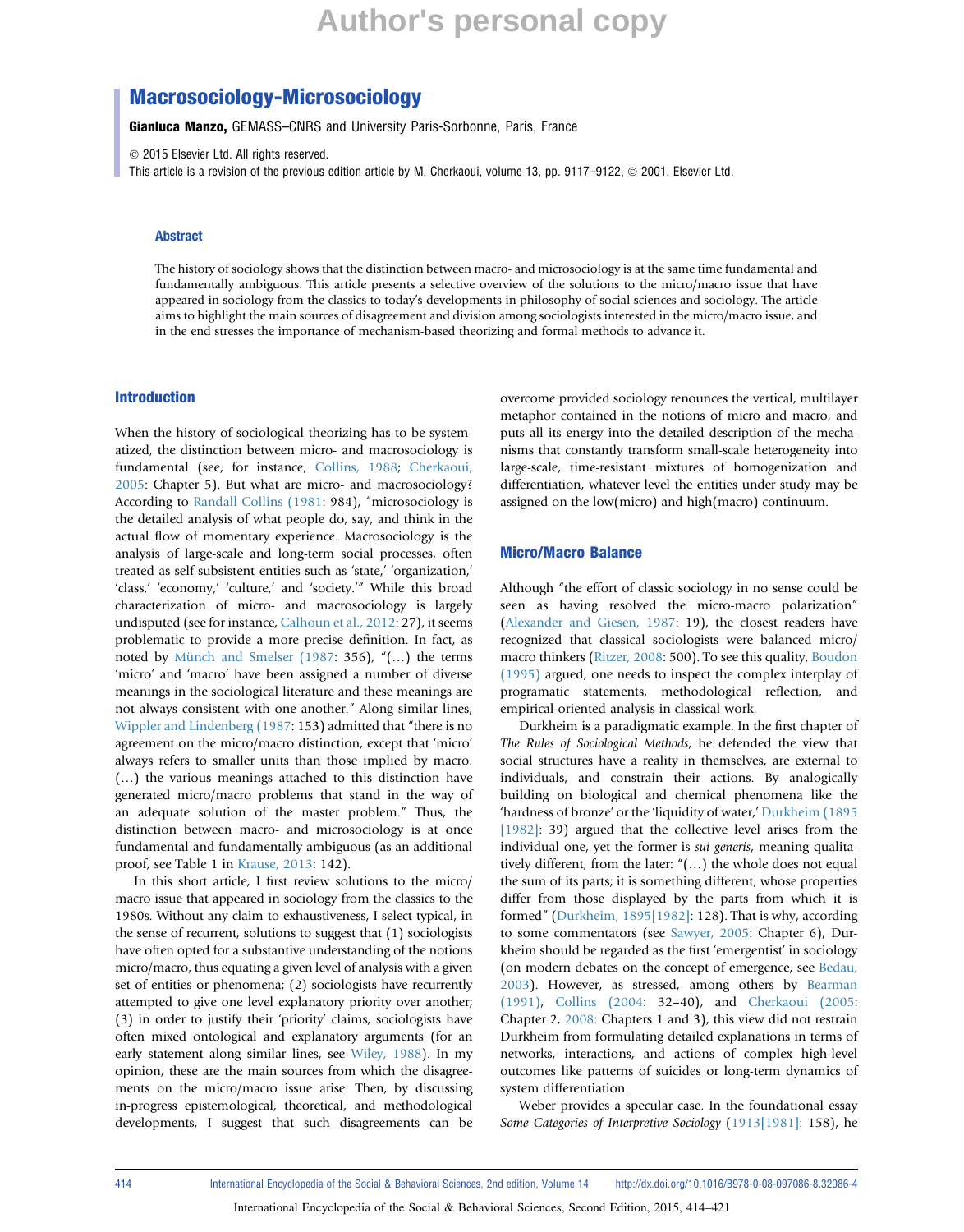# Macrosociology-Microsociology

**Gianluca Manzo,** GEMASS–CNRS and University Paris-Sorbonne, Paris, France

© 2015 Elsevier Ltd. All rights reserved.

This article is a revision of the previous edition article by M. Cherkaoui, volume 13, pp. 9117–9122, © 2001, Elsevier Ltd.

## Abstract

The history of sociology shows that the distinction between macro- and microsociology is at the same time fundamental and fundamentally ambiguous. This article presents a selective overview of the solutions to the micro/macro issue that have appeared in sociology from the classics to today's developments in philosophy of social sciences and sociology. The article aims to highlight the main sources of disagreement and division among sociologists interested in the micro/macro issue, and in the end stresses the importance of mechanism-based theorizing and formal methods to advance it.

## Introduction

When the history of sociological theorizing has to be systematized, the distinction between micro- and macrosociology is fundamental (see, for instance, Collins, 1988; Cherkaoui, 2005: Chapter 5). But what are micro- and macrosociology? According to Randall Collins (1981: 984), "microsociology is the detailed analysis of what people do, say, and think in the actual flow of momentary experience. Macrosociology is the analysis of large-scale and long-term social processes, often treated as self-subsistent entities such as 'state,' 'organization,' 'class,' 'economy,' 'culture,' and 'society.'" While this broad characterization of micro- and macrosociology is largely undisputed (see for instance, Calhoun et al., 2012: 27), it seems problematic to provide a more precise definition. In fact, as noted by Münch and Smelser (1987: 356), "(…) the terms 'micro' and 'macro' have been assigned a number of diverse meanings in the sociological literature and these meanings are not always consistent with one another." Along similar lines, Wippler and Lindenberg (1987: 153) admitted that "there is no agreement on the micro/macro distinction, except that 'micro' always refers to smaller units than those implied by macro. (…) the various meanings attached to this distinction have generated micro/macro problems that stand in the way of an adequate solution of the master problem." Thus, the distinction between macro- and microsociology is at once fundamental and fundamentally ambiguous (as an additional proof, see Table 1 in Krause, 2013: 142).

In this short article, I first review solutions to the micro/macro issue that appeared in sociology from the classics to the 1980s. Without any claim to exhaustiveness, I select typical, in the sense of recurrent, solutions to suggest that (1) sociologists have often opted for a substantive understanding of the notions micro/macro, thus equating a given level of analysis with a given set of entities or phenomena; (2) sociologists have recurrently attempted to give one level explanatory priority over another; (3) in order to justify their 'priority' claims, sociologists have often mixed ontological and explanatory arguments (for an early statement along similar lines, see Wiley, 1988). In my opinion, these are the main sources from which the disagreements on the micro/macro issue arise. Then, by discussing in-progress epistemological, theoretical, and methodological developments, I suggest that such disagreements can be overcome provided sociology renounces the vertical, multilayer metaphor contained in the notions of micro and macro, and puts all its energy into the detailed description of the mechanisms that constantly transform small-scale heterogeneity into large-scale, time-resistant mixtures of homogenization and differentiation, whatever level the entities under study may be assigned on the low(micro) and high(macro) continuum.

## Micro/Macro Balance

Although "the effort of classic sociology in no sense could be seen as having resolved the micro-macro polarization" (Alexander and Giesen, 1987: 19), the closest readers have recognized that classical sociologists were balanced micro/macro thinkers (Ritzer, 2008: 500). To see this quality, Boudon (1995) argued, one needs to inspect the complex interplay of programatic statements, methodological reflection, and empirical-oriented analysis in classical work.

Durkheim is a paradigmatic example. In the first chapter of *The Rules of Sociological Methods*, he defended the view that social structures have a reality in themselves, are external to individuals, and constrain their actions. By analogically building on biological and chemical phenomena like the 'hardness of bronze' or the 'liquidity of water,' Durkheim (1895[1982]: 39) argued that the collective level arises from the individual one, yet the former is *sui generis*, meaning qualitatively different, from the later: "(…) the whole does not equal the sum of its parts; it is something different, whose properties differ from those displayed by the parts from which it is formed" (Durkheim, 1895[1982]: 128). That is why, according to some commentators (see Sawyer, 2005: Chapter 6), Durkheim should be regarded as the first 'emergentist' in sociology (on modern debates on the concept of emergence, see Bedau, 2003). However, as stressed, among others by Bearman (1991), Collins (2004: 32–40), and Cherkaoui (2005: Chapter 2, 2008: Chapters 1 and 3), this view did not restrain Durkheim from formulating detailed explanations in terms of networks, interactions, and actions of complex high-level outcomes like patterns of suicides or long-term dynamics of system differentiation.

Weber provides a specular case. In the foundational essay *Some Categories of Interpretive Sociology* (1913[1981]: 158), he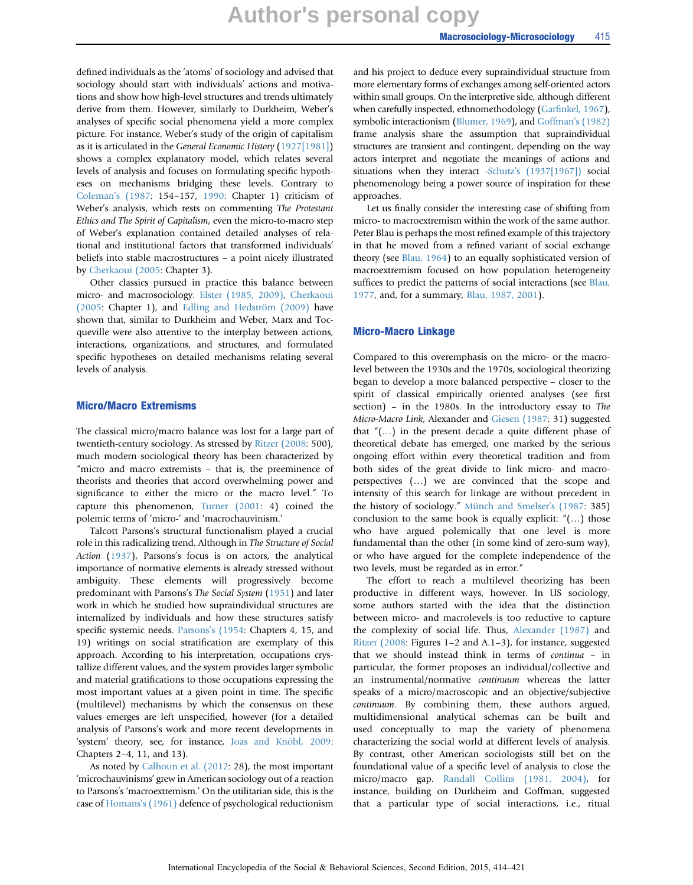defined individuals as the 'atoms' of sociology and advised that sociology should start with individuals' actions and motivations and show how high-level structures and trends ultimately derive from them. However, similarly to Durkheim, Weber's analyses of specific social phenomena yield a more complex picture. For instance, Weber's study of the origin of capitalism as it is articulated in the *General Economic History* (1927[1981]) shows a complex explanatory model, which relates several levels of analysis and focuses on formulating specific hypotheses on mechanisms bridging these levels. Contrary to Coleman's (1987: 154–157, 1990: Chapter 1) criticism of Weber's analysis, which rests on commenting *The Protestant Ethics and The Spirit of Capitalism*, even the micro-to-macro step of Weber's explanation contained detailed analyses of relational and institutional factors that transformed individuals' beliefs into stable macrostructures – a point nicely illustrated by Cherkaoui (2005: Chapter 3).

Other classics pursued in practice this balance between micro- and macrosociology. Elster (1985, 2009), Cherkaoui (2005: Chapter 1), and Edling and Hedström (2009) have shown that, similar to Durkheim and Weber, Marx and Tocqueville were also attentive to the interplay between actions, interactions, organizations, and structures, and formulated specific hypotheses on detailed mechanisms relating several levels of analysis.

## Micro/Macro Extremisms

The classical micro/macro balance was lost for a large part of twentieth-century sociology. As stressed by Ritzer (2008: 500), much modern sociological theory has been characterized by "micro and macro extremists – that is, the preeminence of theorists and theories that accord overwhelming power and significance to either the micro or the macro level." To capture this phenomenon, Turner (2001: 4) coined the polemic terms of 'micro-' and 'macrochauvinism.'

Talcott Parsons's structural functionalism played a crucial role in this radicalizing trend. Although in *The Structure of Social Action* (1937), Parsons's focus is on actors, the analytical importance of normative elements is already stressed without ambiguity. These elements will progressively become predominant with Parsons's *The Social System* (1951) and later work in which he studied how supraindividual structures are internalized by individuals and how these structures satisfy specific systemic needs. Parsons's (1954: Chapters 4, 15, and 19) writings on social stratification are exemplary of this approach. According to his interpretation, occupations crystallize different values, and the system provides larger symbolic and material gratifications to those occupations expressing the most important values at a given point in time. The specific (multilevel) mechanisms by which the consensus on these values emerges are left unspecified, however (for a detailed analysis of Parsons's work and more recent developments in 'system' theory, see, for instance, Joas and Knöbl, 2009: Chapters 2–4, 11, and 13).

As noted by Calhoun et al. (2012: 28), the most important 'microchauvinisms' grew in American sociology out of a reaction to Parsons's 'macroextremism.' On the utilitarian side, this is the case of Homans's (1961) defence of psychological reductionism and his project to deduce every supraindividual structure from more elementary forms of exchanges among self-oriented actors within small groups. On the interpretive side, although different when carefully inspected, ethnomethodology (Garfinkel, 1967), symbolic interactionism (Blumer, 1969), and Goffman's (1982) frame analysis share the assumption that supraindividual structures are transient and contingent, depending on the way actors interpret and negotiate the meanings of actions and situations when they interact -Schutz's (1937[1967]) social phenomenology being a power source of inspiration for these approaches.

Let us finally consider the interesting case of shifting from micro- to macroextremism within the work of the same author. Peter Blau is perhaps the most refined example of this trajectory in that he moved from a refined variant of social exchange theory (see Blau, 1964) to an equally sophisticated version of macroextremism focused on how population heterogeneity suffices to predict the patterns of social interactions (see Blau, 1977, and, for a summary, Blau, 1987, 2001).

## Micro-Macro Linkage

Compared to this overemphasis on the micro- or the macrolevel between the 1930s and the 1970s, sociological theorizing began to develop a more balanced perspective – closer to the spirit of classical empirically oriented analyses (see first section) – in the 1980s. In the introductory essay to *The Micro-Macro Link*, Alexander and Giesen (1987: 31) suggested that "(…) in the present decade a quite different phase of theoretical debate has emerged, one marked by the serious ongoing effort within every theoretical tradition and from both sides of the great divide to link micro- and macroperspectives (…) we are convinced that the scope and intensity of this search for linkage are without precedent in the history of sociology." Münch and Smelser's (1987: 385) conclusion to the same book is equally explicit: "(…) those who have argued polemically that one level is more fundamental than the other (in some kind of zero-sum way), or who have argued for the complete independence of the two levels, must be regarded as in error."

The effort to reach a multilevel theorizing has been productive in different ways, however. In US sociology, some authors started with the idea that the distinction between micro- and macrolevels is too reductive to capture the complexity of social life. Thus, Alexander (1987) and Ritzer (2008: Figures 1–2 and A.1–3), for instance, suggested that we should instead think in terms of *continua* – in particular, the former proposes an individual/collective and an instrumental/normative *continuum* whereas the latter speaks of a micro/macroscopic and an objective/subjective *continuum*. By combining them, these authors argued, multidimensional analytical schemas can be built and used conceptually to map the variety of phenomena characterizing the social world at different levels of analysis. By contrast, other American sociologists still bet on the foundational value of a specific level of analysis to close the micro/macro gap. Randall Collins (1981, 2004), for instance, building on Durkheim and Goffman, suggested that a particular type of social interactions, i.e., ritual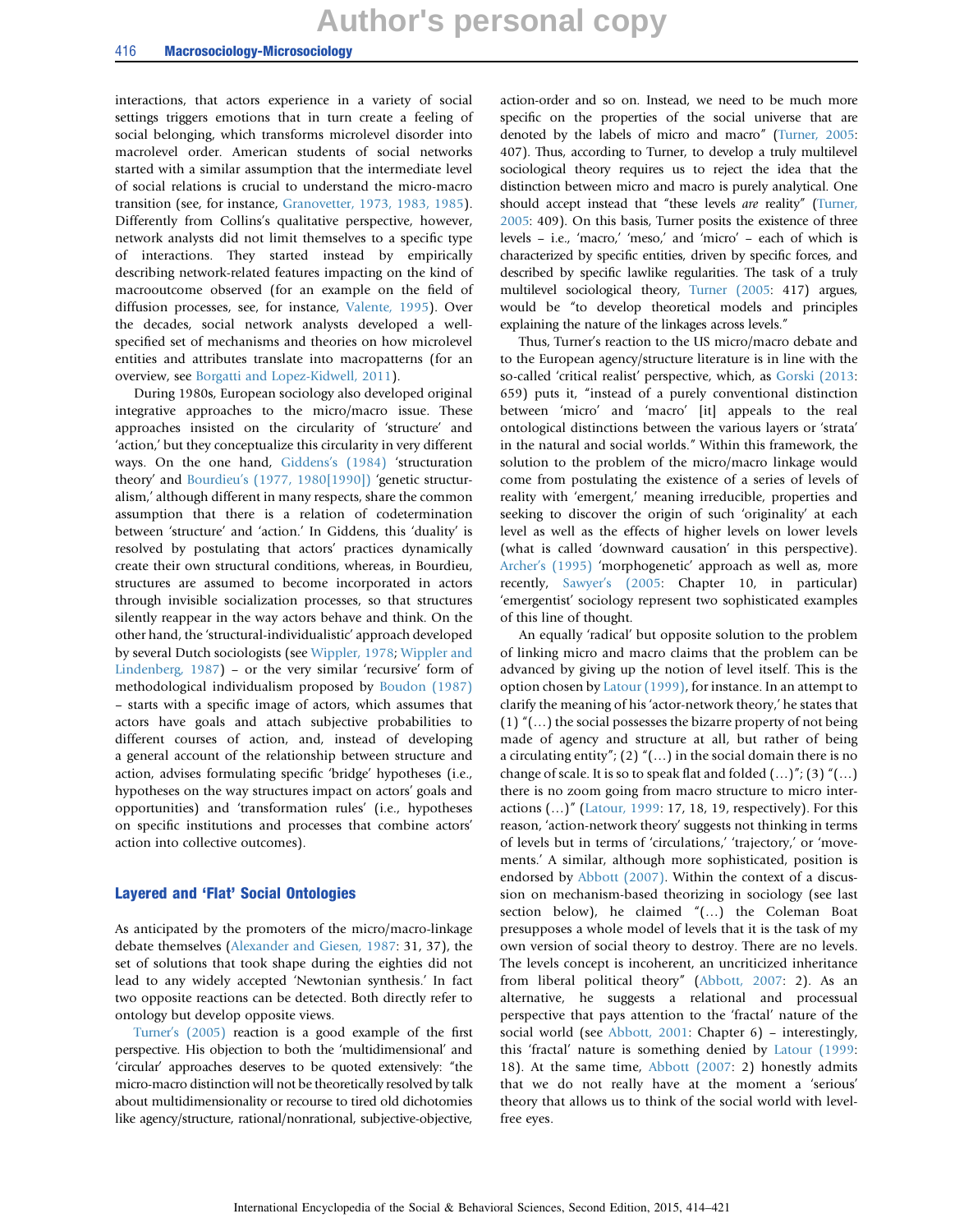interactions, that actors experience in a variety of social settings triggers emotions that in turn create a feeling of social belonging, which transforms microlevel disorder into macrolevel order. American students of social networks started with a similar assumption that the intermediate level of social relations is crucial to understand the micro-macro transition (see, for instance, Granovetter, 1973, 1983, 1985). Differently from Collins's qualitative perspective, however, network analysts did not limit themselves to a specific type of interactions. They started instead by empirically describing network-related features impacting on the kind of macrooutcome observed (for an example on the field of diffusion processes, see, for instance, Valente, 1995). Over the decades, social network analysts developed a well-specified set of mechanisms and theories on how microlevel entities and attributes translate into macropatterns (for an overview, see Borgatti and Lopez-Kidwell, 2011).

During 1980s, European sociology also developed original integrative approaches to the micro/macro issue. These approaches insisted on the circularity of 'structure' and 'action,' but they conceptualize this circularity in very different ways. On the one hand, Giddens's (1984) 'structuration theory' and Bourdieu's (1977, 1980[1990]) 'genetic structuralism,' although different in many respects, share the common assumption that there is a relation of codetermination between 'structure' and 'action.' In Giddens, this 'duality' is resolved by postulating that actors' practices dynamically create their own structural conditions, whereas, in Bourdieu, structures are assumed to become incorporated in actors through invisible socialization processes, so that structures silently reappear in the way actors behave and think. On the other hand, the 'structural-individualistic' approach developed by several Dutch sociologists (see Wippler, 1978; Wippler and Lindenberg, 1987) – or the very similar 'recursive' form of methodological individualism proposed by Boudon (1987) – starts with a specific image of actors, which assumes that actors have goals and attach subjective probabilities to different courses of action, and, instead of developing a general account of the relationship between structure and action, advises formulating specific 'bridge' hypotheses (i.e., hypotheses on the way structures impact on actors' goals and opportunities) and 'transformation rules' (i.e., hypotheses on specific institutions and processes that combine actors' action into collective outcomes).

## Layered and 'Flat' Social Ontologies

As anticipated by the promoters of the micro/macro-linkage debate themselves (Alexander and Giesen, 1987: 31, 37), the set of solutions that took shape during the eighties did not lead to any widely accepted 'Newtonian synthesis.' In fact two opposite reactions can be detected. Both directly refer to ontology but develop opposite views.

Turner's (2005) reaction is a good example of the first perspective. His objection to both the 'multidimensional' and 'circular' approaches deserves to be quoted extensively: "the micro-macro distinction will not be theoretically resolved by talk about multidimensionality or recourse to tired old dichotomies like agency/structure, rational/nonrational, subjective-objective, action-order and so on. Instead, we need to be much more specific on the properties of the social universe that are denoted by the labels of micro and macro" (Turner, 2005: 407). Thus, according to Turner, to develop a truly multilevel sociological theory requires us to reject the idea that the distinction between micro and macro is purely analytical. One should accept instead that "these levels *are* reality" (Turner, 2005: 409). On this basis, Turner posits the existence of three levels – i.e., 'macro,' 'meso,' and 'micro' – each of which is characterized by specific entities, driven by specific forces, and described by specific lawlike regularities. The task of a truly multilevel sociological theory, Turner (2005: 417) argues, would be "to develop theoretical models and principles explaining the nature of the linkages across levels."

Thus, Turner's reaction to the US micro/macro debate and to the European agency/structure literature is in line with the so-called 'critical realist' perspective, which, as Gorski (2013: 659) puts it, "instead of a purely conventional distinction between 'micro' and 'macro' [it] appeals to the real ontological distinctions between the various layers or 'strata' in the natural and social worlds." Within this framework, the solution to the problem of the micro/macro linkage would come from postulating the existence of a series of levels of reality with 'emergent,' meaning irreducible, properties and seeking to discover the origin of such 'originality' at each level as well as the effects of higher levels on lower levels (what is called 'downward causation' in this perspective). Archer's (1995) 'morphogenetic' approach as well as, more recently, Sawyer's (2005: Chapter 10, in particular) 'emergentist' sociology represent two sophisticated examples of this line of thought.

An equally 'radical' but opposite solution to the problem of linking micro and macro claims that the problem can be advanced by giving up the notion of level itself. This is the option chosen by Latour (1999), for instance. In an attempt to clarify the meaning of his 'actor-network theory,' he states that (1) "(…) the social possesses the bizarre property of not being made of agency and structure at all, but rather of being a circulating entity"; (2) "(…) in the social domain there is no change of scale. It is so to speak flat and folded (…)"; (3) "(…) there is no zoom going from macro structure to micro interactions (…)" (Latour, 1999: 17, 18, 19, respectively). For this reason, 'action-network theory' suggests not thinking in terms of levels but in terms of 'circulations,' 'trajectory,' or 'movements.' A similar, although more sophisticated, position is endorsed by Abbott (2007). Within the context of a discussion on mechanism-based theorizing in sociology (see last section below), he claimed "(…) the Coleman Boat presupposes a whole model of levels that it is the task of my own version of social theory to destroy. There are no levels. The levels concept is incoherent, an uncriticized inheritance from liberal political theory" (Abbott, 2007: 2). As an alternative, he suggests a relational and processual perspective that pays attention to the 'fractal' nature of the social world (see Abbott, 2001: Chapter 6) – interestingly, this 'fractal' nature is something denied by Latour (1999: 18). At the same time, Abbott (2007: 2) honestly admits that we do not really have at the moment a 'serious' theory that allows us to think of the social world with level-free eyes.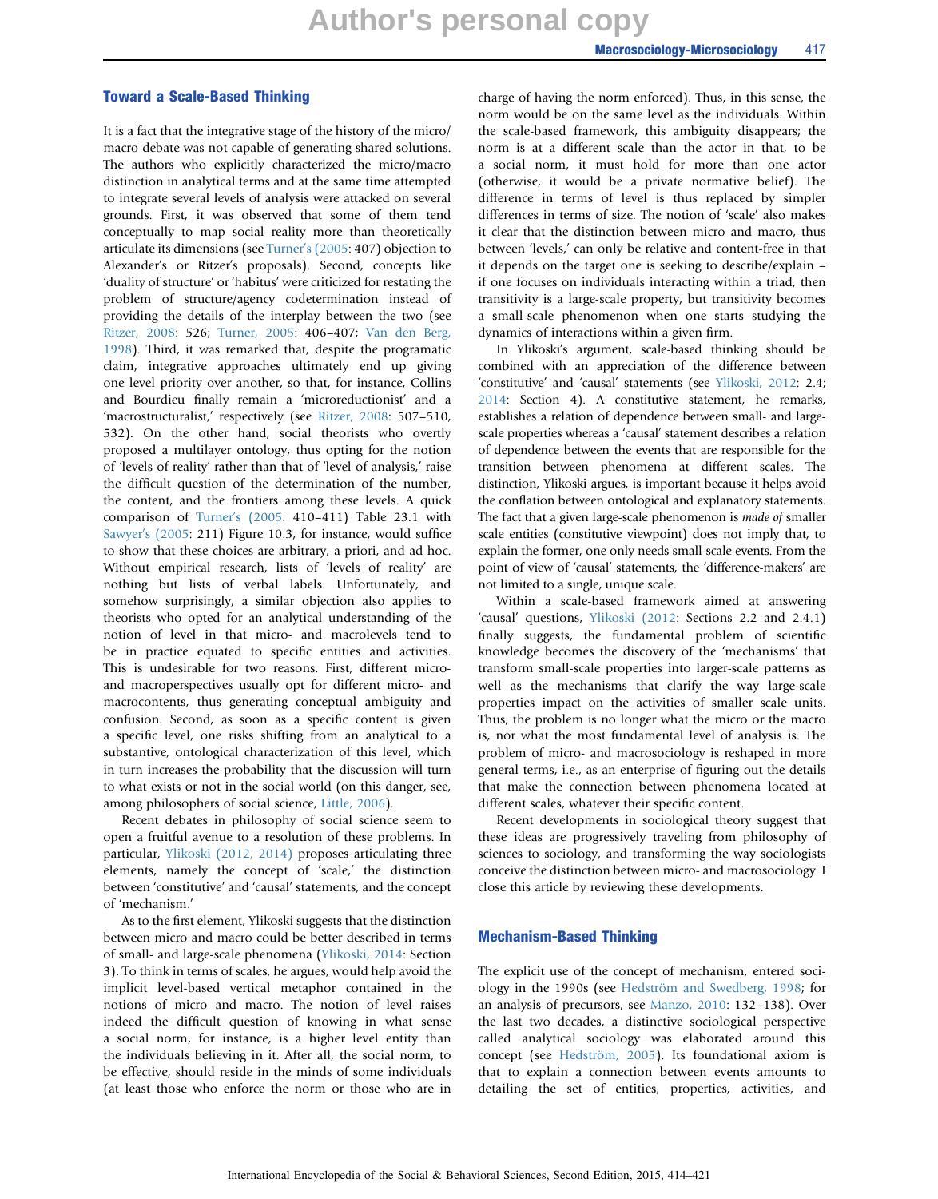## Toward a Scale-Based Thinking

It is a fact that the integrative stage of the history of the micro/macro debate was not capable of generating shared solutions. The authors who explicitly characterized the micro/macro distinction in analytical terms and at the same time attempted to integrate several levels of analysis were attacked on several grounds. First, it was observed that some of them tend conceptually to map social reality more than theoretically articulate its dimensions (see Turner's (2005: 407) objection to Alexander's or Ritzer's proposals). Second, concepts like 'duality of structure' or 'habitus' were criticized for restating the problem of structure/agency codetermination instead of providing the details of the interplay between the two (see Ritzer, 2008: 526; Turner, 2005: 406–407; Van den Berg, 1998). Third, it was remarked that, despite the programatic claim, integrative approaches ultimately end up giving one level priority over another, so that, for instance, Collins and Bourdieu finally remain a 'microreductionist' and a 'macrostructuralist,' respectively (see Ritzer, 2008: 507–510, 532). On the other hand, social theorists who overtly proposed a multilayer ontology, thus opting for the notion of 'levels of reality' rather than that of 'level of analysis,' raise the difficult question of the determination of the number, the content, and the frontiers among these levels. A quick comparison of Turner's (2005: 410–411) Table 23.1 with Sawyer's (2005: 211) Figure 10.3, for instance, would suffice to show that these choices are arbitrary, a priori, and ad hoc. Without empirical research, lists of 'levels of reality' are nothing but lists of verbal labels. Unfortunately, and somehow surprisingly, a similar objection also applies to theorists who opted for an analytical understanding of the notion of level in that micro- and macrolevels tend to be in practice equated to specific entities and activities. This is undesirable for two reasons. First, different micro- and macroperspectives usually opt for different micro- and macrocontents, thus generating conceptual ambiguity and confusion. Second, as soon as a specific content is given a specific level, one risks shifting from an analytical to a substantive, ontological characterization of this level, which in turn increases the probability that the discussion will turn to what exists or not in the social world (on this danger, see, among philosophers of social science, Little, 2006).

Recent debates in philosophy of social science seem to open a fruitful avenue to a resolution of these problems. In particular, Ylikoski (2012, 2014) proposes articulating three elements, namely the concept of 'scale,' the distinction between 'constitutive' and 'causal' statements, and the concept of 'mechanism.'

As to the first element, Ylikoski suggests that the distinction between micro and macro could be better described in terms of small- and large-scale phenomena (Ylikoski, 2014: Section 3). To think in terms of scales, he argues, would help avoid the implicit level-based vertical metaphor contained in the notions of micro and macro. The notion of level raises indeed the difficult question of knowing in what sense a social norm, for instance, is a higher level entity than the individuals believing in it. After all, the social norm, to be effective, should reside in the minds of some individuals (at least those who enforce the norm or those who are in charge of having the norm enforced). Thus, in this sense, the norm would be on the same level as the individuals. Within the scale-based framework, this ambiguity disappears; the norm is at a different scale than the actor in that, to be a social norm, it must hold for more than one actor (otherwise, it would be a private normative belief). The difference in terms of level is thus replaced by simpler differences in terms of size. The notion of 'scale' also makes it clear that the distinction between micro and macro, thus between 'levels,' can only be relative and content-free in that it depends on the target one is seeking to describe/explain – if one focuses on individuals interacting within a triad, then transitivity is a large-scale property, but transitivity becomes a small-scale phenomenon when one starts studying the dynamics of interactions within a given firm.

In Ylikoski's argument, scale-based thinking should be combined with an appreciation of the difference between 'constitutive' and 'causal' statements (see Ylikoski, 2012: 2.4; 2014: Section 4). A constitutive statement, he remarks, establishes a relation of dependence between small- and large-scale properties whereas a 'causal' statement describes a relation of dependence between the events that are responsible for the transition between phenomena at different scales. The distinction, Ylikoski argues, is important because it helps avoid the conflation between ontological and explanatory statements. The fact that a given large-scale phenomenon is *made of* smaller scale entities (constitutive viewpoint) does not imply that, to explain the former, one only needs small-scale events. From the point of view of 'causal' statements, the 'difference-makers' are not limited to a single, unique scale.

Within a scale-based framework aimed at answering 'causal' questions, Ylikoski (2012: Sections 2.2 and 2.4.1) finally suggests, the fundamental problem of scientific knowledge becomes the discovery of the 'mechanisms' that transform small-scale properties into larger-scale patterns as well as the mechanisms that clarify the way large-scale properties impact on the activities of smaller scale units. Thus, the problem is no longer what the micro or the macro is, nor what the most fundamental level of analysis is. The problem of micro- and macrosociology is reshaped in more general terms, i.e., as an enterprise of figuring out the details that make the connection between phenomena located at different scales, whatever their specific content.

Recent developments in sociological theory suggest that these ideas are progressively traveling from philosophy of sciences to sociology, and transforming the way sociologists conceive the distinction between micro- and macrosociology. I close this article by reviewing these developments.

## Mechanism-Based Thinking

The explicit use of the concept of mechanism, entered sociology in the 1990s (see Hedström and Swedberg, 1998; for an analysis of precursors, see Manzo, 2010: 132–138). Over the last two decades, a distinctive sociological perspective called analytical sociology was elaborated around this concept (see Hedström, 2005). Its foundational axiom is that to explain a connection between events amounts to detailing the set of entities, properties, activities, and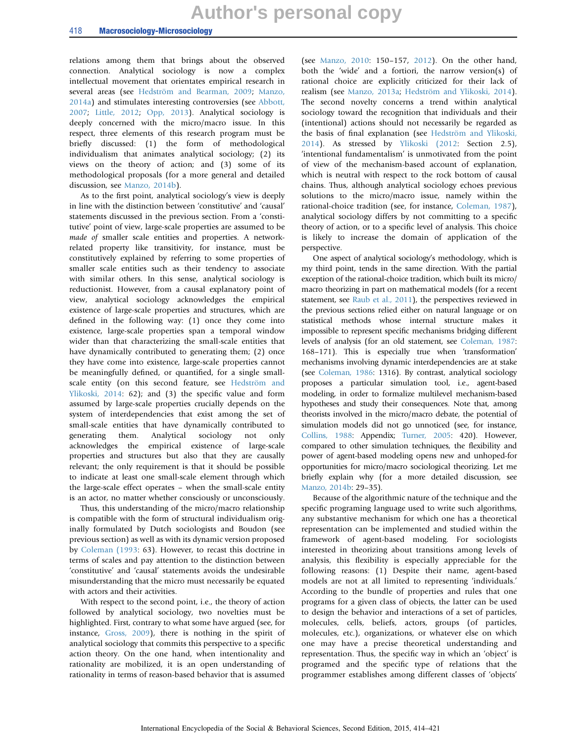relations among them that brings about the observed connection. Analytical sociology is now a complex intellectual movement that orientates empirical research in several areas (see Hedström and Bearman, 2009; Manzo, 2014a) and stimulates interesting controversies (see Abbott, 2007; Little, 2012; Opp, 2013). Analytical sociology is deeply concerned with the micro/macro issue. In this respect, three elements of this research program must be briefly discussed: (1) the form of methodological individualism that animates analytical sociology; (2) its views on the theory of action; and (3) some of its methodological proposals (for a more general and detailed discussion, see Manzo, 2014b).

As to the first point, analytical sociology's view is deeply in line with the distinction between 'constitutive' and 'causal' statements discussed in the previous section. From a 'constitutive' point of view, large-scale properties are assumed to be *made of* smaller scale entities and properties. A network-related property like transitivity, for instance, must be constitutively explained by referring to some properties of smaller scale entities such as their tendency to associate with similar others. In this sense, analytical sociology is reductionist. However, from a causal explanatory point of view, analytical sociology acknowledges the empirical existence of large-scale properties and structures, which are defined in the following way: (1) once they come into existence, large-scale properties span a temporal window wider than that characterizing the small-scale entities that have dynamically contributed to generating them; (2) once they have come into existence, large-scale properties cannot be meaningfully defined, or quantified, for a single small-scale entity (on this second feature, see Hedström and Ylikoski, 2014: 62); and (3) the specific value and form assumed by large-scale properties crucially depends on the system of interdependencies that exist among the set of small-scale entities that have dynamically contributed to generating them. Analytical sociology not only acknowledges the empirical existence of large-scale properties and structures but also that they are causally relevant; the only requirement is that it should be possible to indicate at least one small-scale element through which the large-scale effect operates – when the small-scale entity is an actor, no matter whether consciously or unconsciously.

Thus, this understanding of the micro/macro relationship is compatible with the form of structural individualism originally formulated by Dutch sociologists and Boudon (see previous section) as well as with its dynamic version proposed by Coleman (1993: 63). However, to recast this doctrine in terms of scales and pay attention to the distinction between 'constitutive' and 'causal' statements avoids the undesirable misunderstanding that the micro must necessarily be equated with actors and their activities.

With respect to the second point, i.e., the theory of action followed by analytical sociology, two novelties must be highlighted. First, contrary to what some have argued (see, for instance, Gross, 2009), there is nothing in the spirit of analytical sociology that commits this perspective to a specific action theory. On the one hand, when intentionality and rationality are mobilized, it is an open understanding of rationality in terms of reason-based behavior that is assumed (see Manzo, 2010: 150–157, 2012). On the other hand, both the 'wide' and a fortiori, the narrow version(s) of rational choice are explicitly criticized for their lack of realism (see Manzo, 2013a; Hedström and Ylikoski, 2014). The second novelty concerns a trend within analytical sociology toward the recognition that individuals and their (intentional) actions should not necessarily be regarded as the basis of final explanation (see Hedström and Ylikoski, 2014). As stressed by Ylikoski (2012: Section 2.5), 'intentional fundamentalism' is unmotivated from the point of view of the mechanism-based account of explanation, which is neutral with respect to the rock bottom of causal chains. Thus, although analytical sociology echoes previous solutions to the micro/macro issue, namely within the rational-choice tradition (see, for instance, Coleman, 1987), analytical sociology differs by not committing to a specific theory of action, or to a specific level of analysis. This choice is likely to increase the domain of application of the perspective.

One aspect of analytical sociology's methodology, which is my third point, tends in the same direction. With the partial exception of the rational-choice tradition, which built its micro/macro theorizing in part on mathematical models (for a recent statement, see Raub et al., 2011), the perspectives reviewed in the previous sections relied either on natural language or on statistical methods whose internal structure makes it impossible to represent specific mechanisms bridging different levels of analysis (for an old statement, see Coleman, 1987: 168–171). This is especially true when 'transformation' mechanisms involving dynamic interdependencies are at stake (see Coleman, 1986: 1316). By contrast, analytical sociology proposes a particular simulation tool, i.e., agent-based modeling, in order to formalize multilevel mechanism-based hypotheses and study their consequences. Note that, among theorists involved in the micro/macro debate, the potential of simulation models did not go unnoticed (see, for instance, Collins, 1988: Appendix; Turner, 2005: 420). However, compared to other simulation techniques, the flexibility and power of agent-based modeling opens new and unhoped-for opportunities for micro/macro sociological theorizing. Let me briefly explain why (for a more detailed discussion, see Manzo, 2014b: 29–35).

Because of the algorithmic nature of the technique and the specific programing language used to write such algorithms, any substantive mechanism for which one has a theoretical representation can be implemented and studied within the framework of agent-based modeling. For sociologists interested in theorizing about transitions among levels of analysis, this flexibility is especially appreciable for the following reasons: (1) Despite their name, agent-based models are not at all limited to representing 'individuals.' According to the bundle of properties and rules that one programs for a given class of objects, the latter can be used to design the behavior and interactions of a set of particles, molecules, cells, beliefs, actors, groups (of particles, molecules, etc.), organizations, or whatever else on which one may have a precise theoretical understanding and representation. Thus, the specific way in which an 'object' is programed and the specific type of relations that the programmer establishes among different classes of 'objects'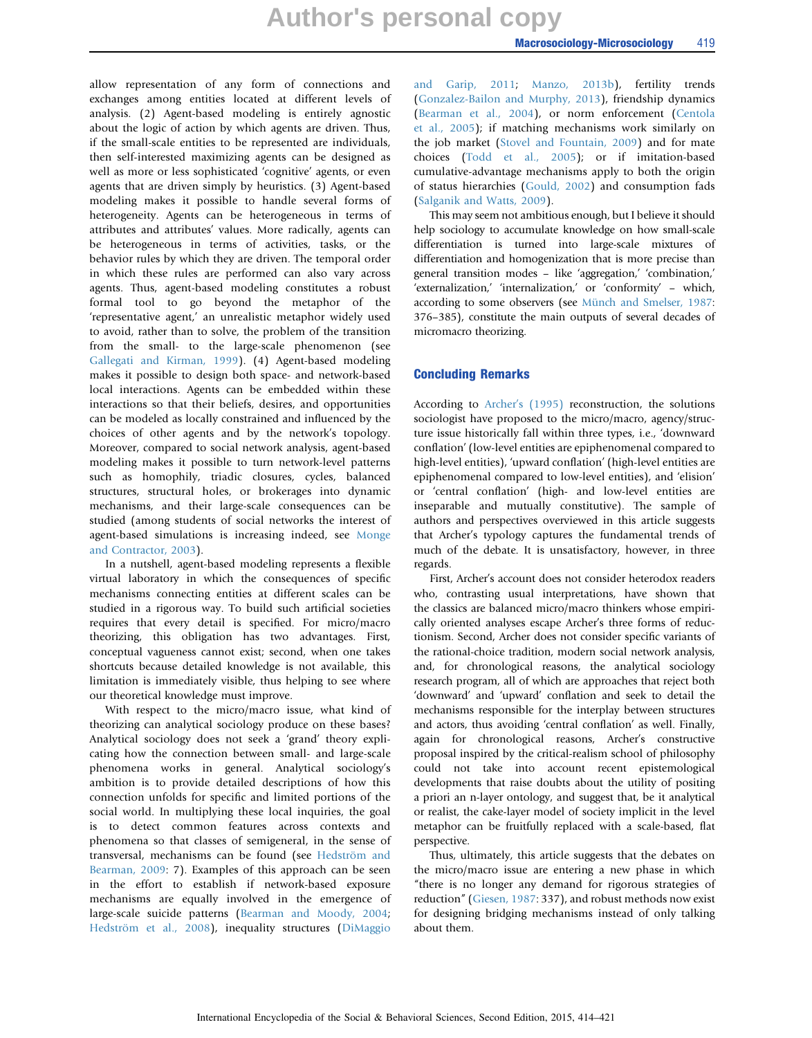allow representation of any form of connections and exchanges among entities located at different levels of analysis. (2) Agent-based modeling is entirely agnostic about the logic of action by which agents are driven. Thus, if the small-scale entities to be represented are individuals, then self-interested maximizing agents can be designed as well as more or less sophisticated 'cognitive' agents, or even agents that are driven simply by heuristics. (3) Agent-based modeling makes it possible to handle several forms of heterogeneity. Agents can be heterogeneous in terms of attributes and attributes' values. More radically, agents can be heterogeneous in terms of activities, tasks, or the behavior rules by which they are driven. The temporal order in which these rules are performed can also vary across agents. Thus, agent-based modeling constitutes a robust formal tool to go beyond the metaphor of the 'representative agent,' an unrealistic metaphor widely used to avoid, rather than to solve, the problem of the transition from the small- to the large-scale phenomenon (see Gallegati and Kirman, 1999). (4) Agent-based modeling makes it possible to design both space- and network-based local interactions. Agents can be embedded within these interactions so that their beliefs, desires, and opportunities can be modeled as locally constrained and influenced by the choices of other agents and by the network's topology. Moreover, compared to social network analysis, agent-based modeling makes it possible to turn network-level patterns such as homophily, triadic closures, cycles, balanced structures, structural holes, or brokerages into dynamic mechanisms, and their large-scale consequences can be studied (among students of social networks the interest of agent-based simulations is increasing indeed, see Monge and Contractor, 2003).

In a nutshell, agent-based modeling represents a flexible virtual laboratory in which the consequences of specific mechanisms connecting entities at different scales can be studied in a rigorous way. To build such artificial societies requires that every detail is specified. For micro/macro theorizing, this obligation has two advantages. First, conceptual vagueness cannot exist; second, when one takes shortcuts because detailed knowledge is not available, this limitation is immediately visible, thus helping to see where our theoretical knowledge must improve.

With respect to the micro/macro issue, what kind of theorizing can analytical sociology produce on these bases? Analytical sociology does not seek a 'grand' theory explicating how the connection between small- and large-scale phenomena works in general. Analytical sociology's ambition is to provide detailed descriptions of how this connection unfolds for specific and limited portions of the social world. In multiplying these local inquiries, the goal is to detect common features across contexts and phenomena so that classes of semigeneral, in the sense of transversal, mechanisms can be found (see Hedström and Bearman, 2009: 7). Examples of this approach can be seen in the effort to establish if network-based exposure mechanisms are equally involved in the emergence of large-scale suicide patterns (Bearman and Moody, 2004; Hedström et al., 2008), inequality structures (DiMaggio and Garip, 2011; Manzo, 2013b), fertility trends (Gonzalez-Bailon and Murphy, 2013), friendship dynamics (Bearman et al., 2004), or norm enforcement (Centola et al., 2005); if matching mechanisms work similarly on the job market (Stovel and Fountain, 2009) and for mate choices (Todd et al., 2005); or if imitation-based cumulative-advantage mechanisms apply to both the origin of status hierarchies (Gould, 2002) and consumption fads (Salganik and Watts, 2009).

This may seem not ambitious enough, but I believe it should help sociology to accumulate knowledge on how small-scale differentiation is turned into large-scale mixtures of differentiation and homogenization that is more precise than general transition modes – like 'aggregation,' 'combination,' 'externalization,' 'internalization,' or 'conformity' – which, according to some observers (see Münch and Smelser, 1987: 376–385), constitute the main outputs of several decades of micromacro theorizing.

## Concluding Remarks

According to Archer's (1995) reconstruction, the solutions sociologist have proposed to the micro/macro, agency/structure issue historically fall within three types, i.e., 'downward conflation' (low-level entities are epiphenomenal compared to high-level entities), 'upward conflation' (high-level entities are epiphenomenal compared to low-level entities), and 'elision' or 'central conflation' (high- and low-level entities are inseparable and mutually constitutive). The sample of authors and perspectives overviewed in this article suggests that Archer's typology captures the fundamental trends of much of the debate. It is unsatisfactory, however, in three regards.

First, Archer's account does not consider heterodox readers who, contrasting usual interpretations, have shown that the classics are balanced micro/macro thinkers whose empirically oriented analyses escape Archer's three forms of reductionism. Second, Archer does not consider specific variants of the rational-choice tradition, modern social network analysis, and, for chronological reasons, the analytical sociology research program, all of which are approaches that reject both 'downward' and 'upward' conflation and seek to detail the mechanisms responsible for the interplay between structures and actors, thus avoiding 'central conflation' as well. Finally, again for chronological reasons, Archer's constructive proposal inspired by the critical-realism school of philosophy could not take into account recent epistemological developments that raise doubts about the utility of positing a priori an n-layer ontology, and suggest that, be it analytical or realist, the cake-layer model of society implicit in the level metaphor can be fruitfully replaced with a scale-based, flat perspective.

Thus, ultimately, this article suggests that the debates on the micro/macro issue are entering a new phase in which "there is no longer any demand for rigorous strategies of reduction" (Giesen, 1987: 337), and robust methods now exist for designing bridging mechanisms instead of only talking about them.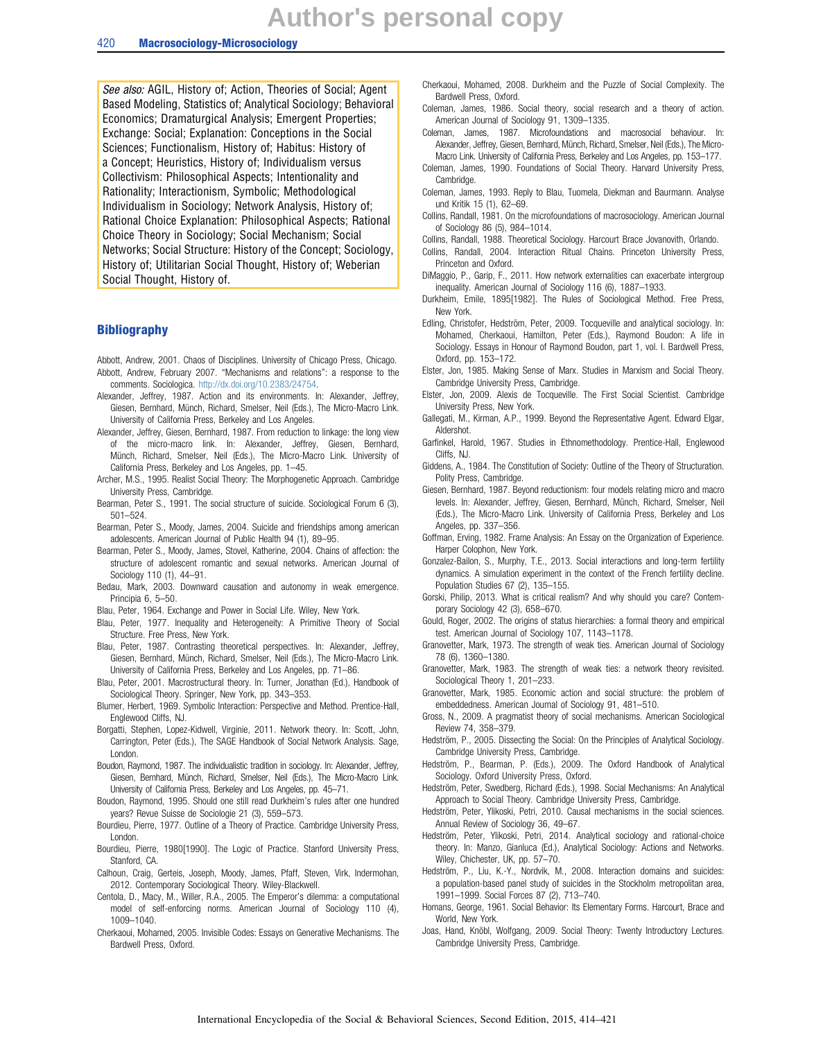*See also:* AGIL, History of; Action, Theories of Social; Agent Based Modeling, Statistics of; Analytical Sociology; Behavioral Economics; Dramaturgical Analysis; Emergent Properties; Exchange: Social; Explanation: Conceptions in the Social Sciences; Functionalism, History of; Habitus: History of a Concept; Heuristics, History of; Individualism versus Collectivism: Philosophical Aspects; Intentionality and Rationality; Interactionism, Symbolic; Methodological Individualism in Sociology; Network Analysis, History of; Rational Choice Explanation: Philosophical Aspects; Rational Choice Theory in Sociology; Social Mechanism; Social Networks; Social Structure: History of the Concept; Sociology, History of; Utilitarian Social Thought, History of; Weberian Social Thought, History of.

## Bibliography

Abbott, Andrew, 2001. Chaos of Disciplines. University of Chicago Press, Chicago.

Abbott, Andrew, February 2007. "Mechanisms and relations": a response to the comments. Sociologica. http://dx.doi.org/10.2383/24754.

Alexander, Jeffrey, 1987. Action and its environments. In: Alexander, Jeffrey, Giesen, Bernhard, Münch, Richard, Smelser, Neil (Eds.), The Micro-Macro Link. University of California Press, Berkeley and Los Angeles.

Alexander, Jeffrey, Giesen, Bernhard, 1987. From reduction to linkage: the long view of the micro-macro link. In: Alexander, Jeffrey, Giesen, Bernhard, Münch, Richard, Smelser, Neil (Eds.), The Micro-Macro Link. University of California Press, Berkeley and Los Angeles, pp. 1–45.

Archer, M.S., 1995. Realist Social Theory: The Morphogenetic Approach. Cambridge University Press, Cambridge.

Bearman, Peter S., 1991. The social structure of suicide. Sociological Forum 6 (3), 501–524.

Bearman, Peter S., Moody, James, 2004. Suicide and friendships among american adolescents. American Journal of Public Health 94 (1), 89–95.

Bearman, Peter S., Moody, James, Stovel, Katherine, 2004. Chains of affection: the structure of adolescent romantic and sexual networks. American Journal of Sociology 110 (1), 44–91.

Bedau, Mark, 2003. Downward causation and autonomy in weak emergence. Principia 6, 5–50.

Blau, Peter, 1964. Exchange and Power in Social Life. Wiley, New York.

Blau, Peter, 1977. Inequality and Heterogeneity: A Primitive Theory of Social Structure. Free Press, New York.

Blau, Peter, 1987. Contrasting theoretical perspectives. In: Alexander, Jeffrey, Giesen, Bernhard, Münch, Richard, Smelser, Neil (Eds.), The Micro-Macro Link. University of California Press, Berkeley and Los Angeles, pp. 71–86.

Blau, Peter, 2001. Macrostructural theory. In: Turner, Jonathan (Ed.), Handbook of Sociological Theory. Springer, New York, pp. 343–353.

Blumer, Herbert, 1969. Symbolic Interaction: Perspective and Method. Prentice-Hall, Englewood Cliffs, NJ.

Borgatti, Stephen, Lopez-Kidwell, Virginie, 2011. Network theory. In: Scott, John, Carrington, Peter (Eds.), The SAGE Handbook of Social Network Analysis. Sage, London.

Boudon, Raymond, 1987. The individualistic tradition in sociology. In: Alexander, Jeffrey, Giesen, Bernhard, Münch, Richard, Smelser, Neil (Eds.), The Micro-Macro Link. University of California Press, Berkeley and Los Angeles, pp. 45–71.

Boudon, Raymond, 1995. Should one still read Durkheim's rules after one hundred years? Revue Suisse de Sociologie 21 (3), 559–573.

Bourdieu, Pierre, 1977. Outline of a Theory of Practice. Cambridge University Press, London.

Bourdieu, Pierre, 1980[1990]. The Logic of Practice. Stanford University Press, Stanford, CA.

Calhoun, Craig, Gerteis, Joseph, Moody, James, Pfaff, Steven, Virk, Indermohan, 2012. Contemporary Sociological Theory. Wiley-Blackwell.

Centola, D., Macy, M., Willer, R.A., 2005. The Emperor's dilemma: a computational model of self-enforcing norms. American Journal of Sociology 110 (4), 1009–1040.

Cherkaoui, Mohamed, 2005. Invisible Codes: Essays on Generative Mechanisms. The Bardwell Press, Oxford.

Cherkaoui, Mohamed, 2008. Durkheim and the Puzzle of Social Complexity. The Bardwell Press, Oxford.

Coleman, James, 1986. Social theory, social research and a theory of action. American Journal of Sociology 91, 1309–1335.

Coleman, James, 1987. Microfoundations and macrosocial behaviour. In: Alexander, Jeffrey, Giesen, Bernhard, Münch, Richard, Smelser, Neil (Eds.), The Micro-Macro Link. University of California Press, Berkeley and Los Angeles, pp. 153–177.

Coleman, James, 1990. Foundations of Social Theory. Harvard University Press, Cambridge.

Coleman, James, 1993. Reply to Blau, Tuomela, Diekman and Baurmann. Analyse und Kritik 15 (1), 62–69.

Collins, Randall, 1981. On the microfoundations of macrosociology. American Journal of Sociology 86 (5), 984–1014.

Collins, Randall, 1988. Theoretical Sociology. Harcourt Brace Jovanovith, Orlando.

Collins, Randall, 2004. Interaction Ritual Chains. Princeton University Press, Princeton and Oxford.

DiMaggio, P., Garip, F., 2011. How network externalities can exacerbate intergroup inequality. American Journal of Sociology 116 (6), 1887–1933.

Durkheim, Emile, 1895[1982]. The Rules of Sociological Method. Free Press, New York.

Edling, Christofer, Hedström, Peter, 2009. Tocqueville and analytical sociology. In: Mohamed, Cherkaoui, Hamilton, Peter (Eds.), Raymond Boudon: A life in Sociology. Essays in Honour of Raymond Boudon, part 1, vol. I. Bardwell Press, Oxford, pp. 153–172.

Elster, Jon, 1985. Making Sense of Marx. Studies in Marxism and Social Theory. Cambridge University Press, Cambridge.

Elster, Jon, 2009. Alexis de Tocqueville. The First Social Scientist. Cambridge University Press, New York.

Gallegati, M., Kirman, A.P., 1999. Beyond the Representative Agent. Edward Elgar, Aldershot.

Garfinkel, Harold, 1967. Studies in Ethnomethodology. Prentice-Hall, Englewood Cliffs, NJ.

Giddens, A., 1984. The Constitution of Society: Outline of the Theory of Structuration. Polity Press, Cambridge.

Giesen, Bernhard, 1987. Beyond reductionism: four models relating micro and macro levels. In: Alexander, Jeffrey, Giesen, Bernhard, Münch, Richard, Smelser, Neil (Eds.), The Micro-Macro Link. University of California Press, Berkeley and Los Angeles, pp. 337–356.

Goffman, Erving, 1982. Frame Analysis: An Essay on the Organization of Experience. Harper Colophon, New York.

Gonzalez-Bailon, S., Murphy, T.E., 2013. Social interactions and long-term fertility dynamics. A simulation experiment in the context of the French fertility decline. Population Studies 67 (2), 135–155.

Gorski, Philip, 2013. What is critical realism? And why should you care? Contemporary Sociology 42 (3), 658–670.

Gould, Roger, 2002. The origins of status hierarchies: a formal theory and empirical test. American Journal of Sociology 107, 1143–1178.

Granovetter, Mark, 1973. The strength of weak ties. American Journal of Sociology 78 (6), 1360–1380.

Granovetter, Mark, 1983. The strength of weak ties: a network theory revisited. Sociological Theory 1, 201–233.

Granovetter, Mark, 1985. Economic action and social structure: the problem of embeddedness. American Journal of Sociology 91, 481–510.

Gross, N., 2009. A pragmatist theory of social mechanisms. American Sociological Review 74, 358–379.

Hedström, P., 2005. Dissecting the Social: On the Principles of Analytical Sociology. Cambridge University Press, Cambridge.

Hedström, P., Bearman, P. (Eds.), 2009. The Oxford Handbook of Analytical Sociology. Oxford University Press, Oxford.

Hedström, Peter, Swedberg, Richard (Eds.), 1998. Social Mechanisms: An Analytical Approach to Social Theory. Cambridge University Press, Cambridge.

Hedström, Peter, Ylikoski, Petri, 2010. Causal mechanisms in the social sciences. Annual Review of Sociology 36, 49–67.

Hedström, Peter, Ylikoski, Petri, 2014. Analytical sociology and rational-choice theory. In: Manzo, Gianluca (Ed.), Analytical Sociology: Actions and Networks. Wiley, Chichester, UK, pp. 57–70.

Hedström, P., Liu, K.-Y., Nordvik, M., 2008. Interaction domains and suicides: a population-based panel study of suicides in the Stockholm metropolitan area, 1991–1999. Social Forces 87 (2), 713–740.

Homans, George, 1961. Social Behavior: Its Elementary Forms. Harcourt, Brace and World, New York.

Joas, Hand, Knöbl, Wolfgang, 2009. Social Theory: Twenty Introductory Lectures. Cambridge University Press, Cambridge.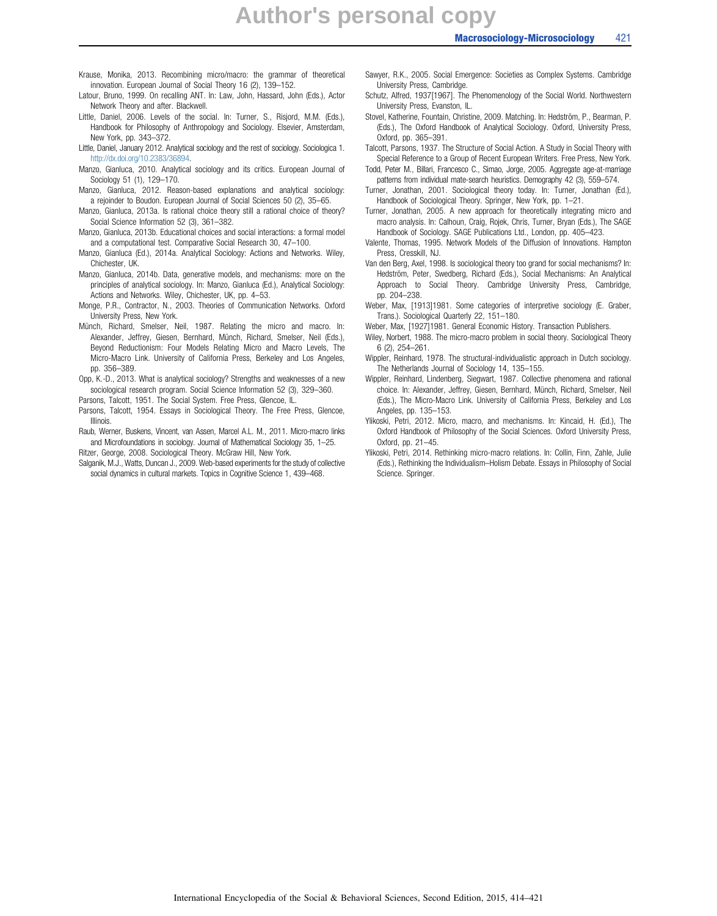Krause, Monika, 2013. Recombining micro/macro: the grammar of theoretical innovation. European Journal of Social Theory 16 (2), 139–152.

Latour, Bruno, 1999. On recalling ANT. In: Law, John, Hassard, John (Eds.), Actor Network Theory and after. Blackwell.

Little, Daniel, 2006. Levels of the social. In: Turner, S., Risjord, M.M. (Eds.), Handbook for Philosophy of Anthropology and Sociology. Elsevier, Amsterdam, New York, pp. 343–372.

Little, Daniel, January 2012. Analytical sociology and the rest of sociology. Sociologica 1. http://dx.doi.org/10.2383/36894.

Manzo, Gianluca, 2010. Analytical sociology and its critics. European Journal of Sociology 51 (1), 129–170.

Manzo, Gianluca, 2012. Reason-based explanations and analytical sociology: a rejoinder to Boudon. European Journal of Social Sciences 50 (2), 35–65.

Manzo, Gianluca, 2013a. Is rational choice theory still a rational choice of theory? Social Science Information 52 (3), 361–382.

Manzo, Gianluca, 2013b. Educational choices and social interactions: a formal model and a computational test. Comparative Social Research 30, 47–100.

Manzo, Gianluca (Ed.), 2014a. Analytical Sociology: Actions and Networks. Wiley, Chichester, UK.

Manzo, Gianluca, 2014b. Data, generative models, and mechanisms: more on the principles of analytical sociology. In: Manzo, Gianluca (Ed.), Analytical Sociology: Actions and Networks. Wiley, Chichester, UK, pp. 4–53.

Monge, P.R., Contractor, N., 2003. Theories of Communication Networks. Oxford University Press, New York.

Münch, Richard, Smelser, Neil, 1987. Relating the micro and macro. In: Alexander, Jeffrey, Giesen, Bernhard, Münch, Richard, Smelser, Neil (Eds.), Beyond Reductionism: Four Models Relating Micro and Macro Levels, The Micro-Macro Link. University of California Press, Berkeley and Los Angeles, pp. 356–389.

Opp, K.-D., 2013. What is analytical sociology? Strengths and weaknesses of a new sociological research program. Social Science Information 52 (3), 329–360.

Parsons, Talcott, 1951. The Social System. Free Press, Glencoe, IL.

Parsons, Talcott, 1954. Essays in Sociological Theory. The Free Press, Glencoe, Illinois.

Raub, Werner, Buskens, Vincent, van Assen, Marcel A.L. M., 2011. Micro-macro links and Microfoundations in sociology. Journal of Mathematical Sociology 35, 1–25.

Ritzer, George, 2008. Sociological Theory. McGraw Hill, New York.

Salganik, M.J., Watts, Duncan J., 2009. Web-based experiments for the study of collective social dynamics in cultural markets. Topics in Cognitive Science 1, 439–468.

Sawyer, R.K., 2005. Social Emergence: Societies as Complex Systems. Cambridge University Press, Cambridge.

Schutz, Alfred, 1937[1967]. The Phenomenology of the Social World. Northwestern University Press, Evanston, IL.

Stovel, Katherine, Fountain, Christine, 2009. Matching. In: Hedström, P., Bearman, P. (Eds.), The Oxford Handbook of Analytical Sociology. Oxford, University Press, Oxford, pp. 365–391.

Talcott, Parsons, 1937. The Structure of Social Action. A Study in Social Theory with Special Reference to a Group of Recent European Writers. Free Press, New York.

Todd, Peter M., Billari, Francesco C., Simao, Jorge, 2005. Aggregate age-at-marriage patterns from individual mate-search heuristics. Demography 42 (3), 559–574.

Turner, Jonathan, 2001. Sociological theory today. In: Turner, Jonathan (Ed.), Handbook of Sociological Theory. Springer, New York, pp. 1–21.

Turner, Jonathan, 2005. A new approach for theoretically integrating micro and macro analysis. In: Calhoun, Craig, Rojek, Chris, Turner, Bryan (Eds.), The SAGE Handbook of Sociology. SAGE Publications Ltd., London, pp. 405–423.

Valente, Thomas, 1995. Network Models of the Diffusion of Innovations. Hampton Press, Cresskill, NJ.

Van den Berg, Axel, 1998. Is sociological theory too grand for social mechanisms? In: Hedström, Peter, Swedberg, Richard (Eds.), Social Mechanisms: An Analytical Approach to Social Theory. Cambridge University Press, Cambridge, pp. 204–238.

Weber, Max, [1913]1981. Some categories of interpretive sociology (E. Graber, Trans.). Sociological Quarterly 22, 151–180.

Weber, Max, [1927]1981. General Economic History. Transaction Publishers.

Wiley, Norbert, 1988. The micro-macro problem in social theory. Sociological Theory 6 (2), 254–261.

Wippler, Reinhard, 1978. The structural-individualistic approach in Dutch sociology. The Netherlands Journal of Sociology 14, 135–155.

Wippler, Reinhard, Lindenberg, Siegwart, 1987. Collective phenomena and rational choice. In: Alexander, Jeffrey, Giesen, Bernhard, Münch, Richard, Smelser, Neil (Eds.), The Micro-Macro Link. University of California Press, Berkeley and Los Angeles, pp. 135–153.

Ylikoski, Petri, 2012. Micro, macro, and mechanisms. In: Kincaid, H. (Ed.), The Oxford Handbook of Philosophy of the Social Sciences. Oxford University Press, Oxford, pp. 21–45.

Ylikoski, Petri, 2014. Rethinking micro-macro relations. In: Collin, Finn, Zahle, Julie (Eds.), Rethinking the Individualism–Holism Debate. Essays in Philosophy of Social Science. Springer.